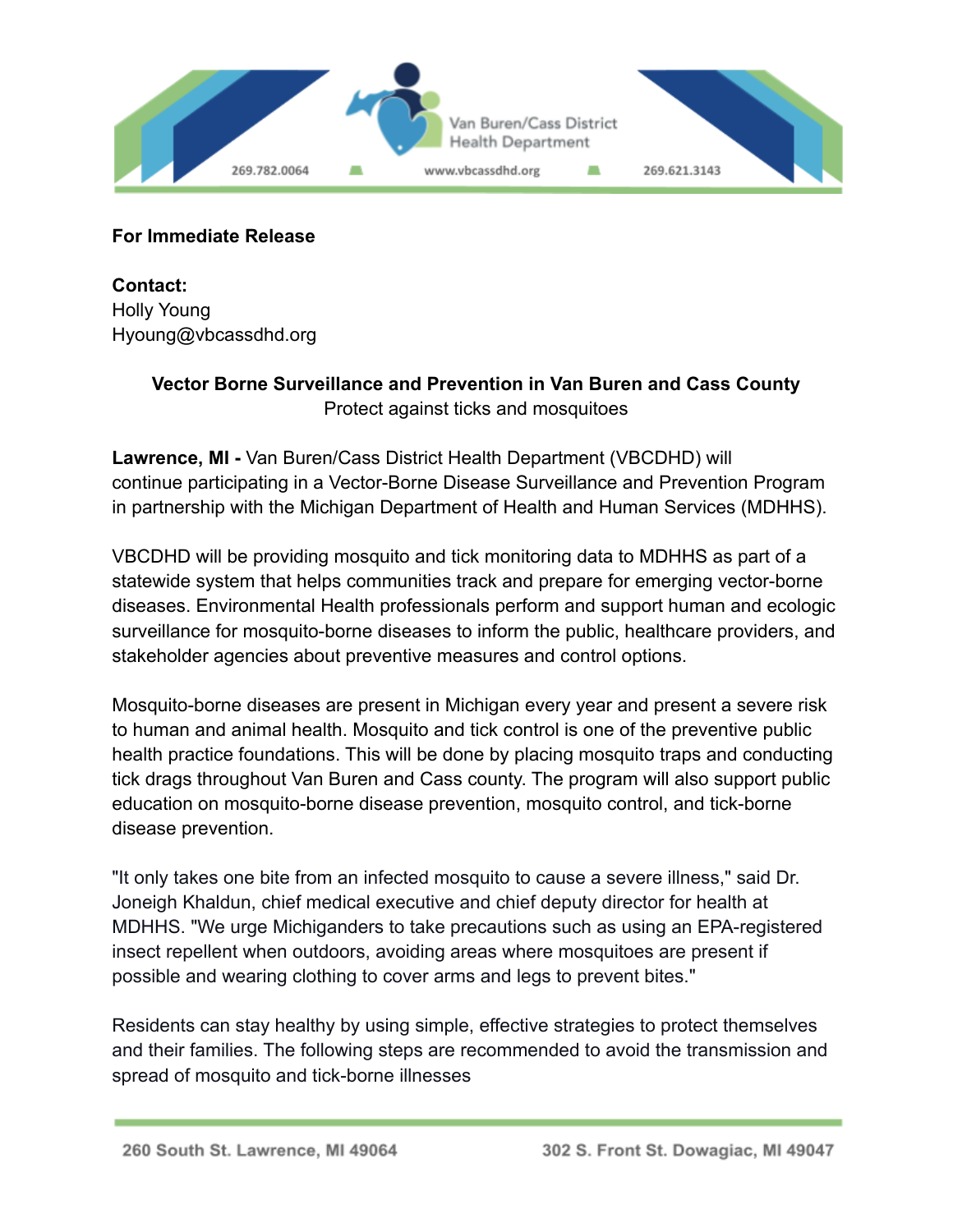**For Immediate Release**

**Contact:**
Holly Young
Hyoung@vbcassdhd.org

**Vector Borne Surveillance and Prevention in Van Buren and Cass County**
Protect against ticks and mosquitoes

**Lawrence, MI -** Van Buren/Cass District Health Department (VBCDHD) will continue participating in a Vector-Borne Disease Surveillance and Prevention Program in partnership with the Michigan Department of Health and Human Services (MDHHS).

VBCDHD will be providing mosquito and tick monitoring data to MDHHS as part of a statewide system that helps communities track and prepare for emerging vector-borne diseases. Environmental Health professionals perform and support human and ecologic surveillance for mosquito-borne diseases to inform the public, healthcare providers, and stakeholder agencies about preventive measures and control options.

Mosquito-borne diseases are present in Michigan every year and present a severe risk to human and animal health. Mosquito and tick control is one of the preventive public health practice foundations. This will be done by placing mosquito traps and conducting tick drags throughout Van Buren and Cass county. The program will also support public education on mosquito-borne disease prevention, mosquito control, and tick-borne disease prevention.

"It only takes one bite from an infected mosquito to cause a severe illness," said Dr. Joneigh Khaldun, chief medical executive and chief deputy director for health at MDHHS. "We urge Michiganders to take precautions such as using an EPA-registered insect repellent when outdoors, avoiding areas where mosquitoes are present if possible and wearing clothing to cover arms and legs to prevent bites."

Residents can stay healthy by using simple, effective strategies to protect themselves and their families. The following steps are recommended to avoid the transmission and spread of mosquito and tick-borne illnesses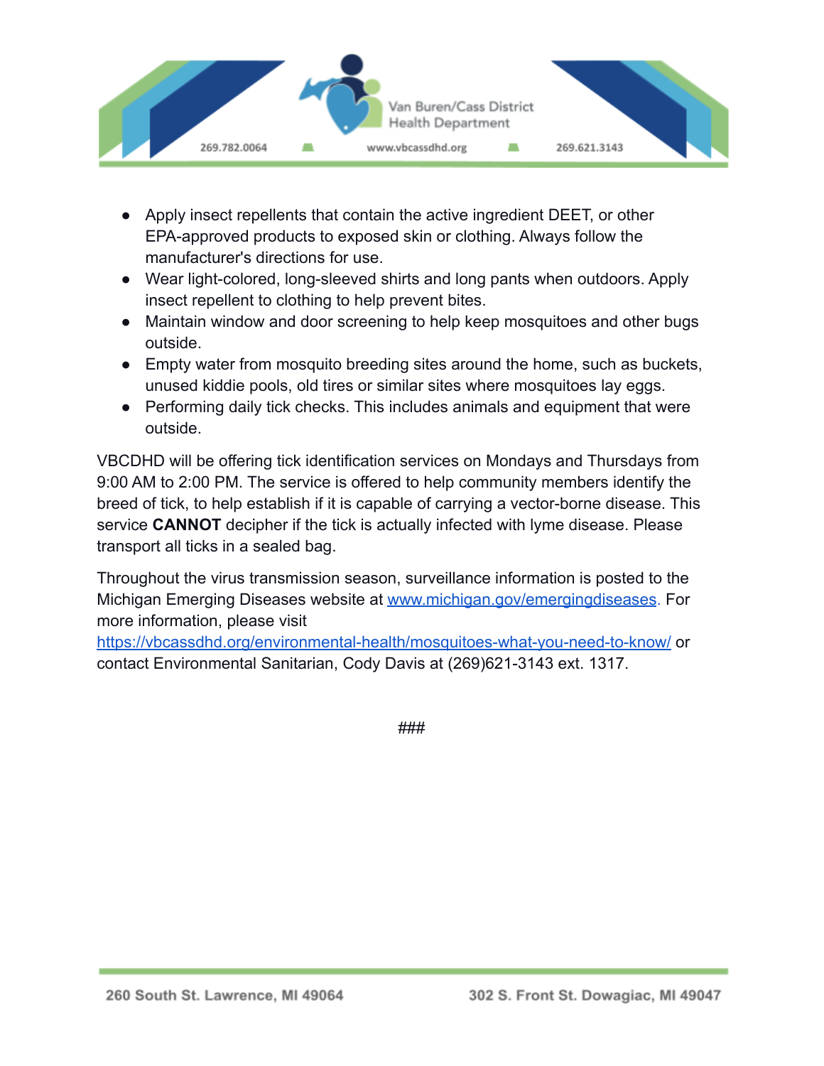- Apply insect repellents that contain the active ingredient DEET, or other EPA-approved products to exposed skin or clothing. Always follow the manufacturer's directions for use.
- Wear light-colored, long-sleeved shirts and long pants when outdoors. Apply insect repellent to clothing to help prevent bites.
- Maintain window and door screening to help keep mosquitoes and other bugs outside.
- Empty water from mosquito breeding sites around the home, such as buckets, unused kiddie pools, old tires or similar sites where mosquitoes lay eggs.
- Performing daily tick checks. This includes animals and equipment that were outside.

VBCDHD will be offering tick identification services on Mondays and Thursdays from 9:00 AM to 2:00 PM. The service is offered to help community members identify the breed of tick, to help establish if it is capable of carrying a vector-borne disease. This service **CANNOT** decipher if the tick is actually infected with lyme disease. Please transport all ticks in a sealed bag.

Throughout the virus transmission season, surveillance information is posted to the Michigan Emerging Diseases website at [www.michigan.gov/emergingdiseases](http://www.michigan.gov/emergingdiseases). For more information, please visit [https://vbcassdhd.org/environmental-health/mosquitoes-what-you-need-to-know/](https://vbcassdhd.org/environmental-health/mosquitoes-what-you-need-to-know/) or contact Environmental Sanitarian, Cody Davis at (269)621-3143 ext. 1317.

###